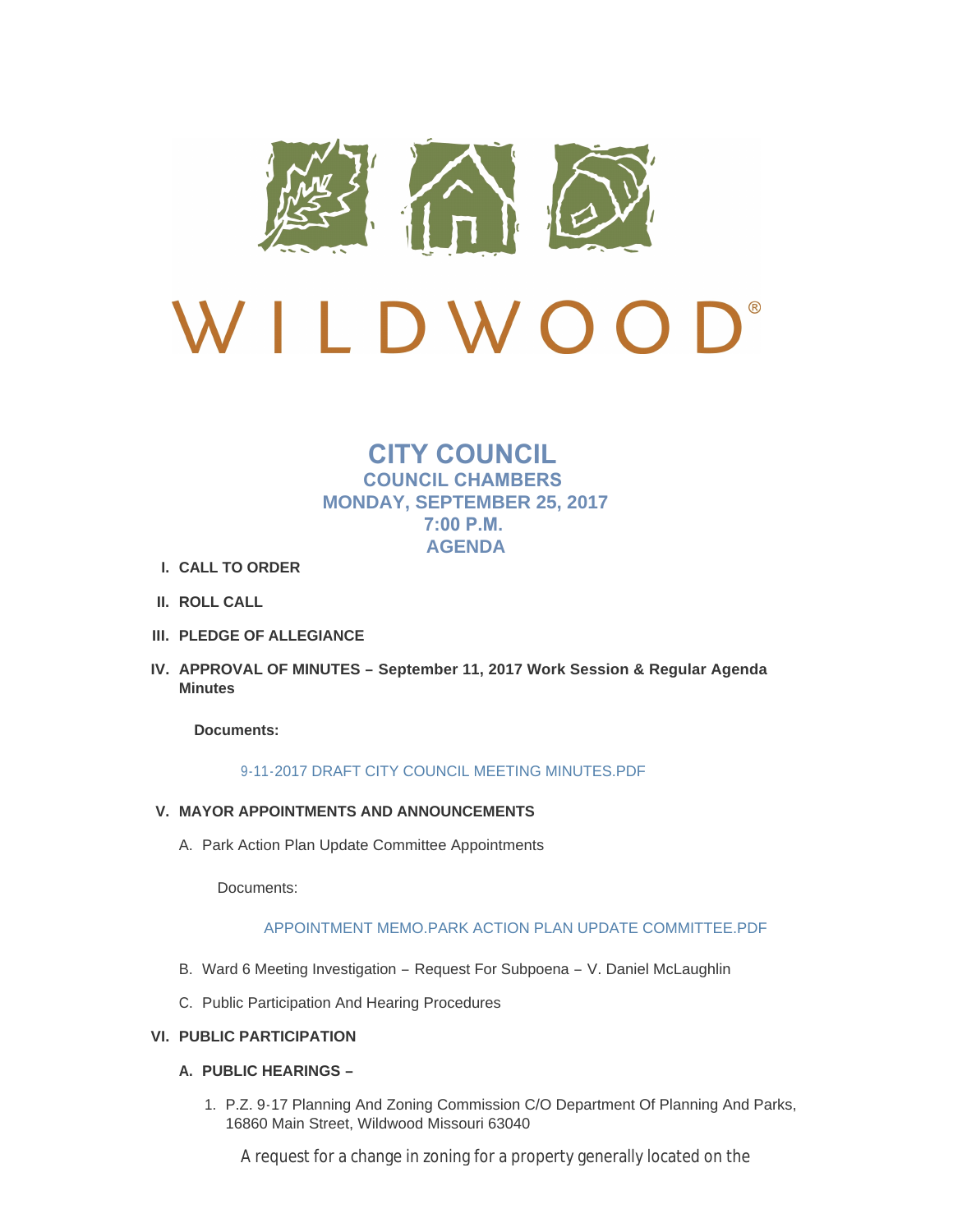WILDWOOD®

# CITY COUNCIL
## COUNCIL CHAMBERS
## MONDAY, SEPTEMBER 25, 2017
## 7:00 P.M.
## AGENDA

I. **CALL TO ORDER**

II. **ROLL CALL**

III. **PLEDGE OF ALLEGIANCE**

IV. **APPROVAL OF MINUTES – September 11, 2017 Work Session & Regular Agenda Minutes**

**Documents:**

9-11-2017 DRAFT CITY COUNCIL MEETING MINUTES.PDF

V. **MAYOR APPOINTMENTS AND ANNOUNCEMENTS**

A. Park Action Plan Update Committee Appointments

Documents:

APPOINTMENT MEMO.PARK ACTION PLAN UPDATE COMMITTEE.PDF

B. Ward 6 Meeting Investigation – Request For Subpoena – V. Daniel McLaughlin

C. Public Participation And Hearing Procedures

VI. **PUBLIC PARTICIPATION**

A. **PUBLIC HEARINGS –**

1. P.Z. 9-17 Planning And Zoning Commission C/O Department Of Planning And Parks, 16860 Main Street, Wildwood Missouri 63040

A request for a change in zoning for a property generally located on the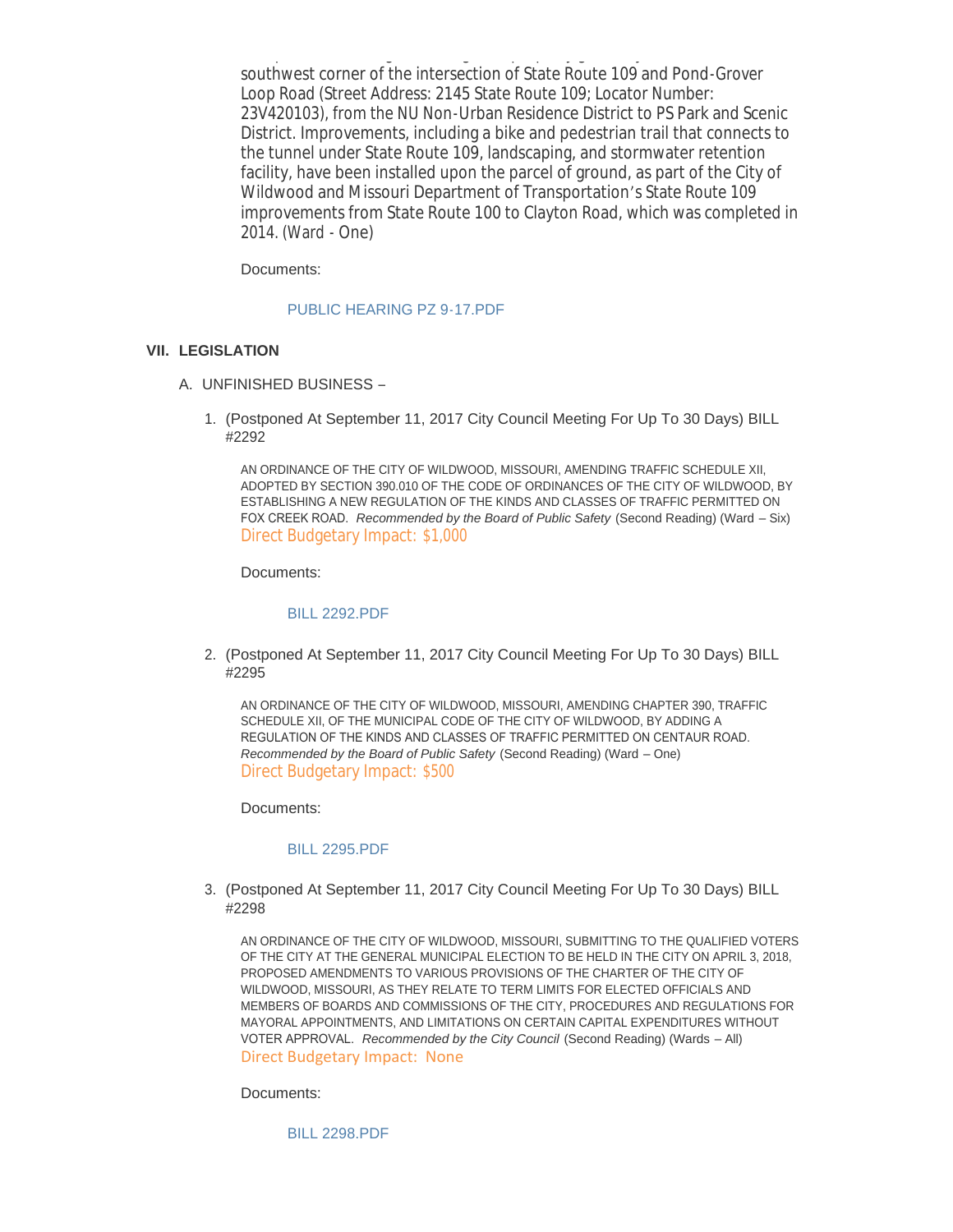southwest corner of the intersection of State Route 109 and Pond-Grover Loop Road (Street Address: 2145 State Route 109; Locator Number: 23V420103), from the NU Non-Urban Residence District to PS Park and Scenic District. Improvements, including a bike and pedestrian trail that connects to the tunnel under State Route 109, landscaping, and stormwater retention facility, have been installed upon the parcel of ground, as part of the City of Wildwood and Missouri Department of Transportation's State Route 109 improvements from State Route 100 to Clayton Road, which was completed in 2014. (Ward - One)

Documents:

PUBLIC HEARING PZ 9-17.PDF

## VII. LEGISLATION

A. UNFINISHED BUSINESS –

1. (Postponed At September 11, 2017 City Council Meeting For Up To 30 Days) BILL #2292

   AN ORDINANCE OF THE CITY OF WILDWOOD, MISSOURI, AMENDING TRAFFIC SCHEDULE XII, ADOPTED BY SECTION 390.010 OF THE CODE OF ORDINANCES OF THE CITY OF WILDWOOD, BY ESTABLISHING A NEW REGULATION OF THE KINDS AND CLASSES OF TRAFFIC PERMITTED ON FOX CREEK ROAD. *Recommended by the Board of Public Safety* (Second Reading) (Ward – Six)
   Direct Budgetary Impact: $1,000

   Documents:

   BILL 2292.PDF

2. (Postponed At September 11, 2017 City Council Meeting For Up To 30 Days) BILL #2295

   AN ORDINANCE OF THE CITY OF WILDWOOD, MISSOURI, AMENDING CHAPTER 390, TRAFFIC SCHEDULE XII, OF THE MUNICIPAL CODE OF THE CITY OF WILDWOOD, BY ADDING A REGULATION OF THE KINDS AND CLASSES OF TRAFFIC PERMITTED ON CENTAUR ROAD. *Recommended by the Board of Public Safety* (Second Reading) (Ward – One)
   Direct Budgetary Impact: $500

   Documents:

   BILL 2295.PDF

3. (Postponed At September 11, 2017 City Council Meeting For Up To 30 Days) BILL #2298

   AN ORDINANCE OF THE CITY OF WILDWOOD, MISSOURI, SUBMITTING TO THE QUALIFIED VOTERS OF THE CITY AT THE GENERAL MUNICIPAL ELECTION TO BE HELD IN THE CITY ON APRIL 3, 2018, PROPOSED AMENDMENTS TO VARIOUS PROVISIONS OF THE CHARTER OF THE CITY OF WILDWOOD, MISSOURI, AS THEY RELATE TO TERM LIMITS FOR ELECTED OFFICIALS AND MEMBERS OF BOARDS AND COMMISSIONS OF THE CITY, PROCEDURES AND REGULATIONS FOR MAYORAL APPOINTMENTS, AND LIMITATIONS ON CERTAIN CAPITAL EXPENDITURES WITHOUT VOTER APPROVAL. *Recommended by the City Council* (Second Reading) (Wards – All)
   Direct Budgetary Impact: None

   Documents:

   BILL 2298.PDF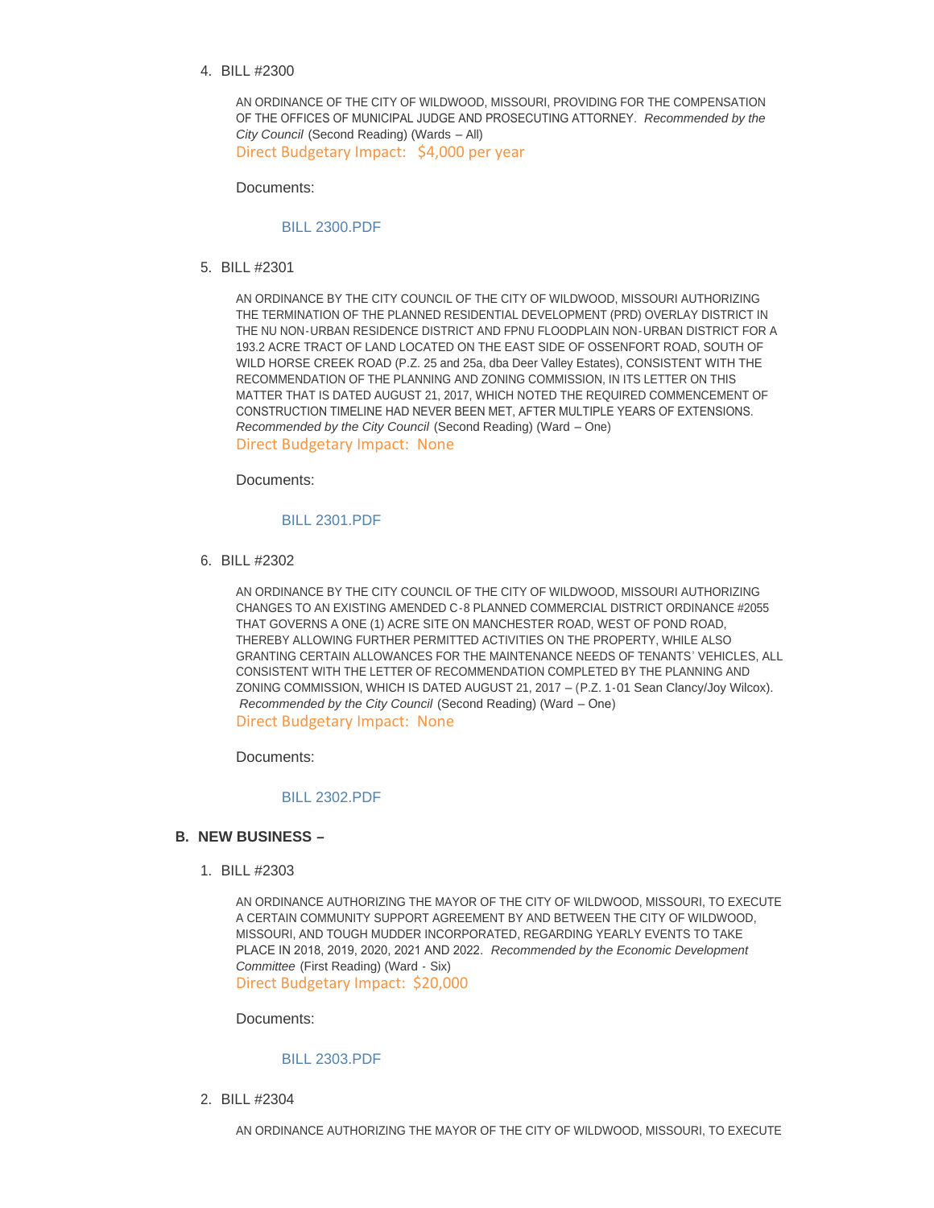4. BILL #2300

   AN ORDINANCE OF THE CITY OF WILDWOOD, MISSOURI, PROVIDING FOR THE COMPENSATION OF THE OFFICES OF MUNICIPAL JUDGE AND PROSECUTING ATTORNEY. *Recommended by the City Council* (Second Reading) (Wards – All)

   Direct Budgetary Impact: $4,000 per year

   Documents:

   BILL 2300.PDF

5. BILL #2301

   AN ORDINANCE BY THE CITY COUNCIL OF THE CITY OF WILDWOOD, MISSOURI AUTHORIZING THE TERMINATION OF THE PLANNED RESIDENTIAL DEVELOPMENT (PRD) OVERLAY DISTRICT IN THE NU NON-URBAN RESIDENCE DISTRICT AND FPNU FLOODPLAIN NON-URBAN DISTRICT FOR A 193.2 ACRE TRACT OF LAND LOCATED ON THE EAST SIDE OF OSSENFORT ROAD, SOUTH OF WILD HORSE CREEK ROAD (P.Z. 25 and 25a, dba Deer Valley Estates), CONSISTENT WITH THE RECOMMENDATION OF THE PLANNING AND ZONING COMMISSION, IN ITS LETTER ON THIS MATTER THAT IS DATED AUGUST 21, 2017, WHICH NOTED THE REQUIRED COMMENCEMENT OF CONSTRUCTION TIMELINE HAD NEVER BEEN MET, AFTER MULTIPLE YEARS OF EXTENSIONS. *Recommended by the City Council* (Second Reading) (Ward – One)

   Direct Budgetary Impact: None

   Documents:

   BILL 2301.PDF

6. BILL #2302

   AN ORDINANCE BY THE CITY COUNCIL OF THE CITY OF WILDWOOD, MISSOURI AUTHORIZING CHANGES TO AN EXISTING AMENDED C-8 PLANNED COMMERCIAL DISTRICT ORDINANCE #2055 THAT GOVERNS A ONE (1) ACRE SITE ON MANCHESTER ROAD, WEST OF POND ROAD, THEREBY ALLOWING FURTHER PERMITTED ACTIVITIES ON THE PROPERTY, WHILE ALSO GRANTING CERTAIN ALLOWANCES FOR THE MAINTENANCE NEEDS OF TENANTS' VEHICLES, ALL CONSISTENT WITH THE LETTER OF RECOMMENDATION COMPLETED BY THE PLANNING AND ZONING COMMISSION, WHICH IS DATED AUGUST 21, 2017 – (P.Z. 1-01 Sean Clancy/Joy Wilcox). *Recommended by the City Council* (Second Reading) (Ward – One)

   Direct Budgetary Impact: None

   Documents:

   BILL 2302.PDF

## B. NEW BUSINESS –

1. BILL #2303

   AN ORDINANCE AUTHORIZING THE MAYOR OF THE CITY OF WILDWOOD, MISSOURI, TO EXECUTE A CERTAIN COMMUNITY SUPPORT AGREEMENT BY AND BETWEEN THE CITY OF WILDWOOD, MISSOURI, AND TOUGH MUDDER INCORPORATED, REGARDING YEARLY EVENTS TO TAKE PLACE IN 2018, 2019, 2020, 2021 AND 2022. *Recommended by the Economic Development Committee* (First Reading) (Ward - Six)

   Direct Budgetary Impact: $20,000

   Documents:

   BILL 2303.PDF

2. BILL #2304

   AN ORDINANCE AUTHORIZING THE MAYOR OF THE CITY OF WILDWOOD, MISSOURI, TO EXECUTE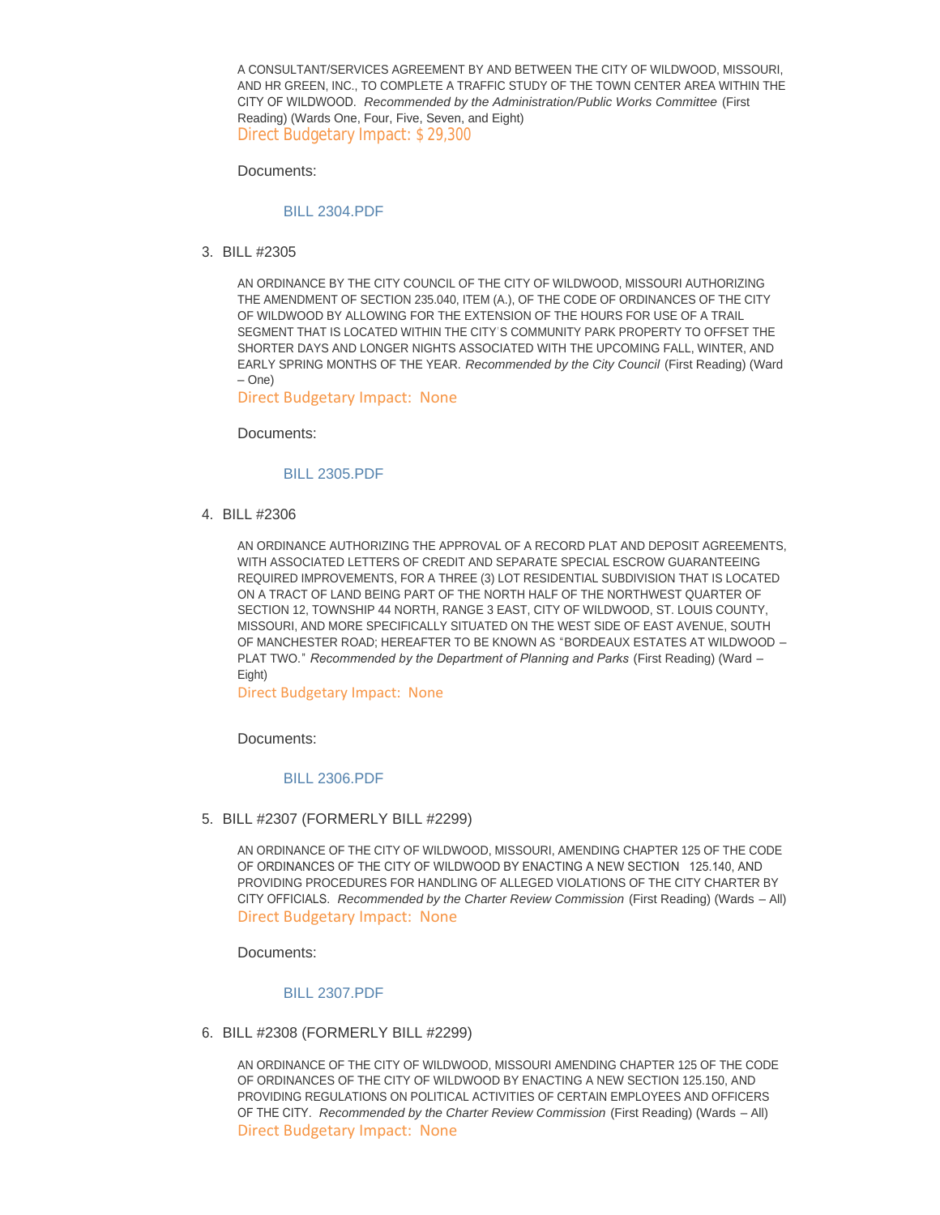A CONSULTANT/SERVICES AGREEMENT BY AND BETWEEN THE CITY OF WILDWOOD, MISSOURI, AND HR GREEN, INC., TO COMPLETE A TRAFFIC STUDY OF THE TOWN CENTER AREA WITHIN THE CITY OF WILDWOOD. *Recommended by the Administration/Public Works Committee* (First Reading) (Wards One, Four, Five, Seven, and Eight)
Direct Budgetary Impact: $ 29,300

Documents:

BILL 2304.PDF

3. BILL #2305

AN ORDINANCE BY THE CITY COUNCIL OF THE CITY OF WILDWOOD, MISSOURI AUTHORIZING THE AMENDMENT OF SECTION 235.040, ITEM (A.), OF THE CODE OF ORDINANCES OF THE CITY OF WILDWOOD BY ALLOWING FOR THE EXTENSION OF THE HOURS FOR USE OF A TRAIL SEGMENT THAT IS LOCATED WITHIN THE CITY'S COMMUNITY PARK PROPERTY TO OFFSET THE SHORTER DAYS AND LONGER NIGHTS ASSOCIATED WITH THE UPCOMING FALL, WINTER, AND EARLY SPRING MONTHS OF THE YEAR. *Recommended by the City Council* (First Reading) (Ward – One)
Direct Budgetary Impact: None

Documents:

BILL 2305.PDF

4. BILL #2306

AN ORDINANCE AUTHORIZING THE APPROVAL OF A RECORD PLAT AND DEPOSIT AGREEMENTS, WITH ASSOCIATED LETTERS OF CREDIT AND SEPARATE SPECIAL ESCROW GUARANTEEING REQUIRED IMPROVEMENTS, FOR A THREE (3) LOT RESIDENTIAL SUBDIVISION THAT IS LOCATED ON A TRACT OF LAND BEING PART OF THE NORTH HALF OF THE NORTHWEST QUARTER OF SECTION 12, TOWNSHIP 44 NORTH, RANGE 3 EAST, CITY OF WILDWOOD, ST. LOUIS COUNTY, MISSOURI, AND MORE SPECIFICALLY SITUATED ON THE WEST SIDE OF EAST AVENUE, SOUTH OF MANCHESTER ROAD; HEREAFTER TO BE KNOWN AS "BORDEAUX ESTATES AT WILDWOOD – PLAT TWO." *Recommended by the Department of Planning and Parks* (First Reading) (Ward – Eight)
Direct Budgetary Impact: None

Documents:

BILL 2306.PDF

5. BILL #2307 (FORMERLY BILL #2299)

AN ORDINANCE OF THE CITY OF WILDWOOD, MISSOURI, AMENDING CHAPTER 125 OF THE CODE OF ORDINANCES OF THE CITY OF WILDWOOD BY ENACTING A NEW SECTION 125.140, AND PROVIDING PROCEDURES FOR HANDLING OF ALLEGED VIOLATIONS OF THE CITY CHARTER BY CITY OFFICIALS. *Recommended by the Charter Review Commission* (First Reading) (Wards – All)
Direct Budgetary Impact: None

Documents:

BILL 2307.PDF

6. BILL #2308 (FORMERLY BILL #2299)

AN ORDINANCE OF THE CITY OF WILDWOOD, MISSOURI AMENDING CHAPTER 125 OF THE CODE OF ORDINANCES OF THE CITY OF WILDWOOD BY ENACTING A NEW SECTION 125.150, AND PROVIDING REGULATIONS ON POLITICAL ACTIVITIES OF CERTAIN EMPLOYEES AND OFFICERS OF THE CITY. *Recommended by the Charter Review Commission* (First Reading) (Wards – All)
Direct Budgetary Impact: None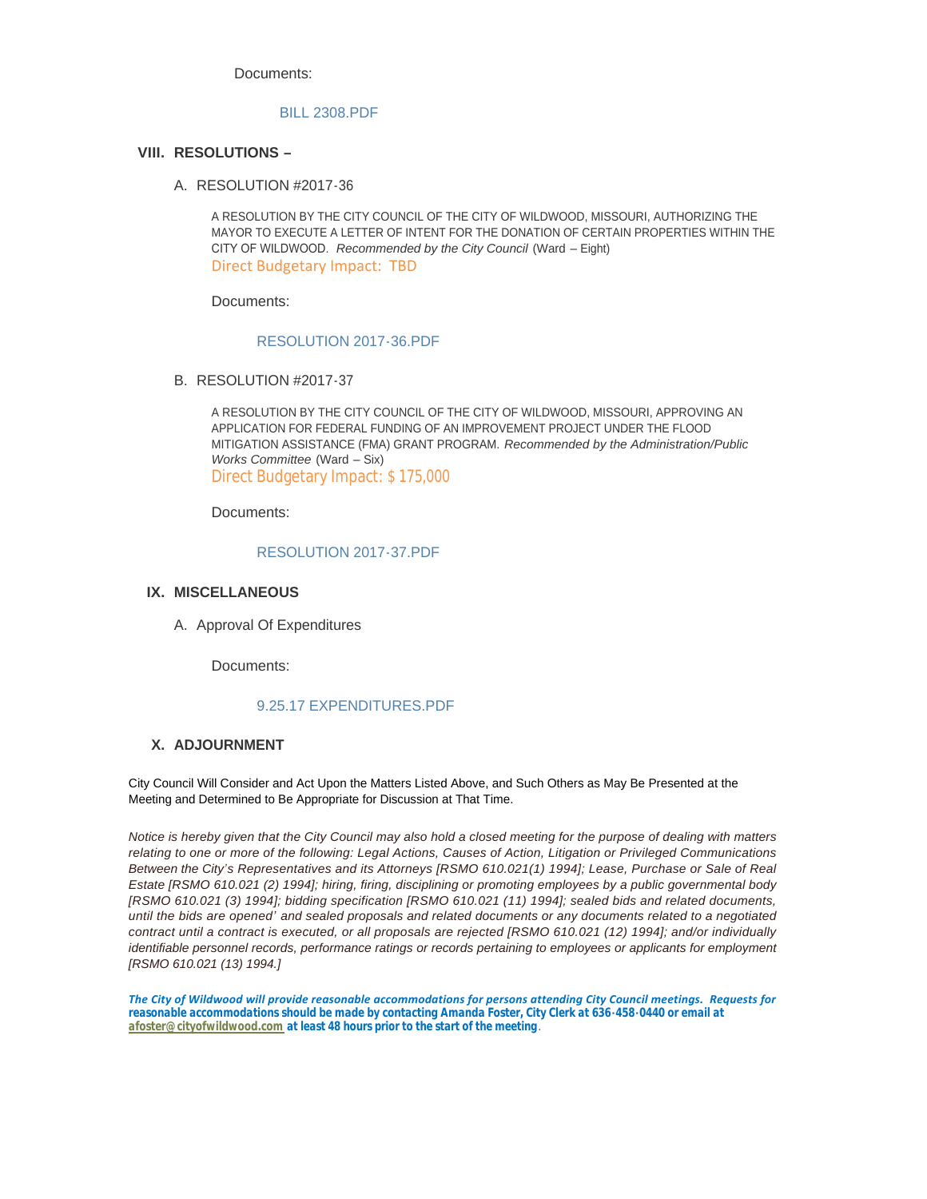Documents:

BILL 2308.PDF

## VIII. RESOLUTIONS –

A. RESOLUTION #2017-36

A RESOLUTION BY THE CITY COUNCIL OF THE CITY OF WILDWOOD, MISSOURI, AUTHORIZING THE MAYOR TO EXECUTE A LETTER OF INTENT FOR THE DONATION OF CERTAIN PROPERTIES WITHIN THE CITY OF WILDWOOD. *Recommended by the City Council* (Ward – Eight)
Direct Budgetary Impact: TBD

Documents:

RESOLUTION 2017-36.PDF

B. RESOLUTION #2017-37

A RESOLUTION BY THE CITY COUNCIL OF THE CITY OF WILDWOOD, MISSOURI, APPROVING AN APPLICATION FOR FEDERAL FUNDING OF AN IMPROVEMENT PROJECT UNDER THE FLOOD MITIGATION ASSISTANCE (FMA) GRANT PROGRAM. *Recommended by the Administration/Public Works Committee* (Ward – Six)
Direct Budgetary Impact: $ 175,000

Documents:

RESOLUTION 2017-37.PDF

## IX. MISCELLANEOUS

A. Approval Of Expenditures

Documents:

9.25.17 EXPENDITURES.PDF

## X. ADJOURNMENT

City Council Will Consider and Act Upon the Matters Listed Above, and Such Others as May Be Presented at the Meeting and Determined to Be Appropriate for Discussion at That Time.

*Notice is hereby given that the City Council may also hold a closed meeting for the purpose of dealing with matters relating to one or more of the following: Legal Actions, Causes of Action, Litigation or Privileged Communications Between the City's Representatives and its Attorneys [RSMO 610.021(1) 1994]; Lease, Purchase or Sale of Real Estate [RSMO 610.021 (2) 1994]; hiring, firing, disciplining or promoting employees by a public governmental body [RSMO 610.021 (3) 1994]; bidding specification [RSMO 610.021 (11) 1994]; sealed bids and related documents, until the bids are opened' and sealed proposals and related documents or any documents related to a negotiated contract until a contract is executed, or all proposals are rejected [RSMO 610.021 (12) 1994]; and/or individually identifiable personnel records, performance ratings or records pertaining to employees or applicants for employment [RSMO 610.021 (13) 1994.]*

***The City of Wildwood will provide reasonable accommodations for persons attending City Council meetings. Requests for reasonable accommodations should be made by contacting Amanda Foster, City Clerk at 636-458-0440 or email at afoster@cityofwildwood.com at least 48 hours prior to the start of the meeting.***